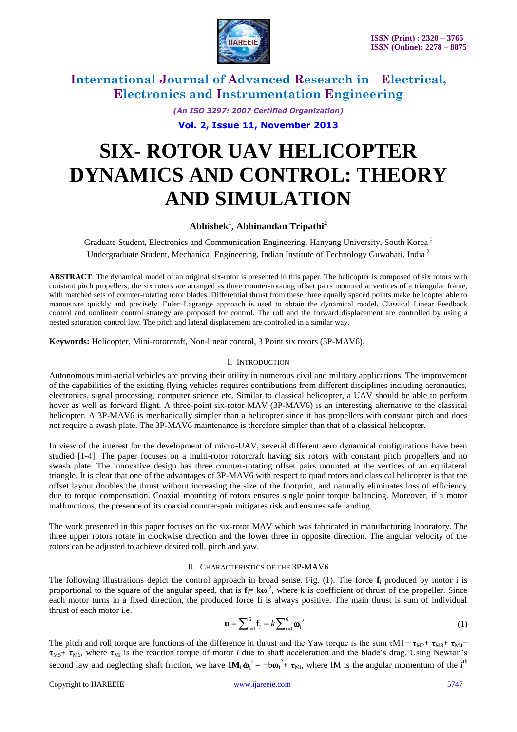# SIX- ROTOR UAV HELICOPTER DYNAMICS AND CONTROL: THEORY AND SIMULATION

**Abhishek[1], Abhinandan Tripathi[2]**

Graduate Student, Electronics and Communication Engineering, Hanyang University, South Korea [1]

Undergraduate Student, Mechanical Engineering, Indian Institute of Technology Guwahati, India [2]

**ABSTRACT**: The dynamical model of an original six-rotor is presented in this paper. The helicopter is composed of six rotors with constant pitch propellers; the six rotors are arranged as three counter-rotating offset pairs mounted at vertices of a triangular frame, with matched sets of counter-rotating rotor blades. Differential thrust from these three equally spaced points make helicopter able to manoeuvre quickly and precisely. Euler–Lagrange approach is used to obtain the dynamical model. Classical Linear Feedback control and nonlinear control strategy are proposed for control. The roll and the forward displacement are controlled by using a nested saturation control law. The pitch and lateral displacement are controlled in a similar way.

**Keywords:** Helicopter, Mini-rotorcraft, Non-linear control, 3 Point six rotors (3P-MAV6).

## I. INTRODUCTION

Autonomous mini-aerial vehicles are proving their utility in numerous civil and military applications. The improvement of the capabilities of the existing flying vehicles requires contributions from different disciplines including aeronautics, electronics, signal processing, computer science etc. Similar to classical helicopter, a UAV should be able to perform hover as well as forward flight. A three-point six-rotor MAV (3P-MAV6) is an interesting alternative to the classical helicopter. A 3P-MAV6 is mechanically simpler than a helicopter since it has propellers with constant pitch and does not require a swash plate. The 3P-MAV6 maintenance is therefore simpler than that of a classical helicopter.

In view of the interest for the development of micro-UAV, several different aero dynamical configurations have been studied [1-4]. The paper focuses on a multi-rotor rotorcraft having six rotors with constant pitch propellers and no swash plate. The innovative design has three counter-rotating offset pairs mounted at the vertices of an equilateral triangle. It is clear that one of the advantages of 3P-MAV6 with respect to quad rotors and classical helicopter is that the offset layout doubles the thrust without increasing the size of the footprint, and naturally eliminates loss of efficiency due to torque compensation. Coaxial mounting of rotors ensures single point torque balancing. Moreover, if a motor malfunctions, the presence of its coaxial counter-pair mitigates risk and ensures safe landing.

The work presented in this paper focuses on the six-rotor MAV which was fabricated in manufacturing laboratory. The three upper rotors rotate in clockwise direction and the lower three in opposite direction. The angular velocity of the rotors can be adjusted to achieve desired roll, pitch and yaw.

## II. CHARACTERISTICS OF THE 3P-MAV6

The following illustrations depict the control approach in broad sense. Fig. (1). The force $\mathbf{f}_i$ produced by motor i is proportional to the square of the angular speed, that is $\mathbf{f}_i = k\boldsymbol{\omega}_i^2$, where k is coefficient of thrust of the propeller. Since each motor turns in a fixed direction, the produced force fi is always positive. The main thrust is sum of individual thrust of each motor i.e.

$$\mathbf{u} = \sum_{i=1}^{6} \mathbf{f}_i = k\sum_{i=1}^{6} \boldsymbol{\omega}_i^2 \tag{1}$$

The pitch and roll torque are functions of the difference in thrust and the Yaw torque is the sum $\tau_{M1} + \boldsymbol{\tau}_{M2} + \boldsymbol{\tau}_{M3} + \boldsymbol{\tau}_{M4} + \boldsymbol{\tau}_{M5} + \boldsymbol{\tau}_{M6}$, where $\boldsymbol{\tau}_{Mi}$ is the reaction torque of motor *i* due to shaft acceleration and the blade's drag. Using Newton's second law and neglecting shaft friction, we have $\mathbf{IM}_i\,\dot{\boldsymbol{\omega}}_i^2 = -b\boldsymbol{\omega}_i^2 + \boldsymbol{\tau}_{Mi}$, where IM is the angular momentum of the i[th]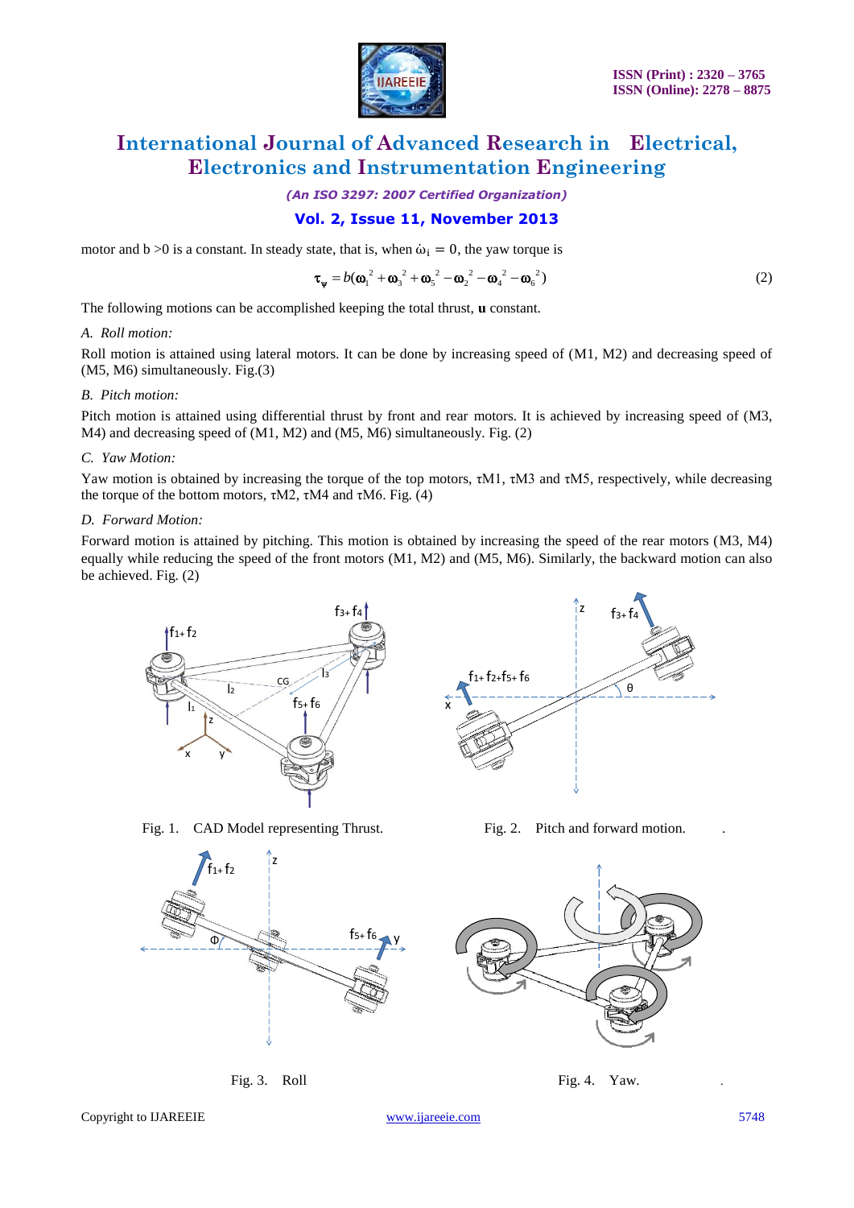motor and b >0 is a constant. In steady state, that is, when $\dot{\omega}_i = 0$, the yaw torque is

$$\tau_\psi = b(\boldsymbol{\omega}_1^{\,2} + \boldsymbol{\omega}_3^{\,2} + \boldsymbol{\omega}_5^{\,2} - \boldsymbol{\omega}_2^{\,2} - \boldsymbol{\omega}_4^{\,2} - \boldsymbol{\omega}_6^{\,2}) \tag{2}$$

The following motions can be accomplished keeping the total thrust, **u** constant.

*A. Roll motion:*

Roll motion is attained using lateral motors. It can be done by increasing speed of (M1, M2) and decreasing speed of (M5, M6) simultaneously. Fig.(3)

*B. Pitch motion:*

Pitch motion is attained using differential thrust by front and rear motors. It is achieved by increasing speed of (M3, M4) and decreasing speed of (M1, M2) and (M5, M6) simultaneously. Fig. (2)

*C. Yaw Motion:*

Yaw motion is obtained by increasing the torque of the top motors, $\tau M1$, $\tau M3$ and $\tau M5$, respectively, while decreasing the torque of the bottom motors, $\tau M2$, $\tau M4$ and $\tau M6$. Fig. (4)

*D. Forward Motion:*

Forward motion is attained by pitching. This motion is obtained by increasing the speed of the rear motors (M3, M4) equally while reducing the speed of the front motors (M1, M2) and (M5, M6). Similarly, the backward motion can also be achieved. Fig. (2)

Fig. 1. CAD Model representing Thrust.

Fig. 2. Pitch and forward motion.

Fig. 3. Roll

Fig. 4. Yaw.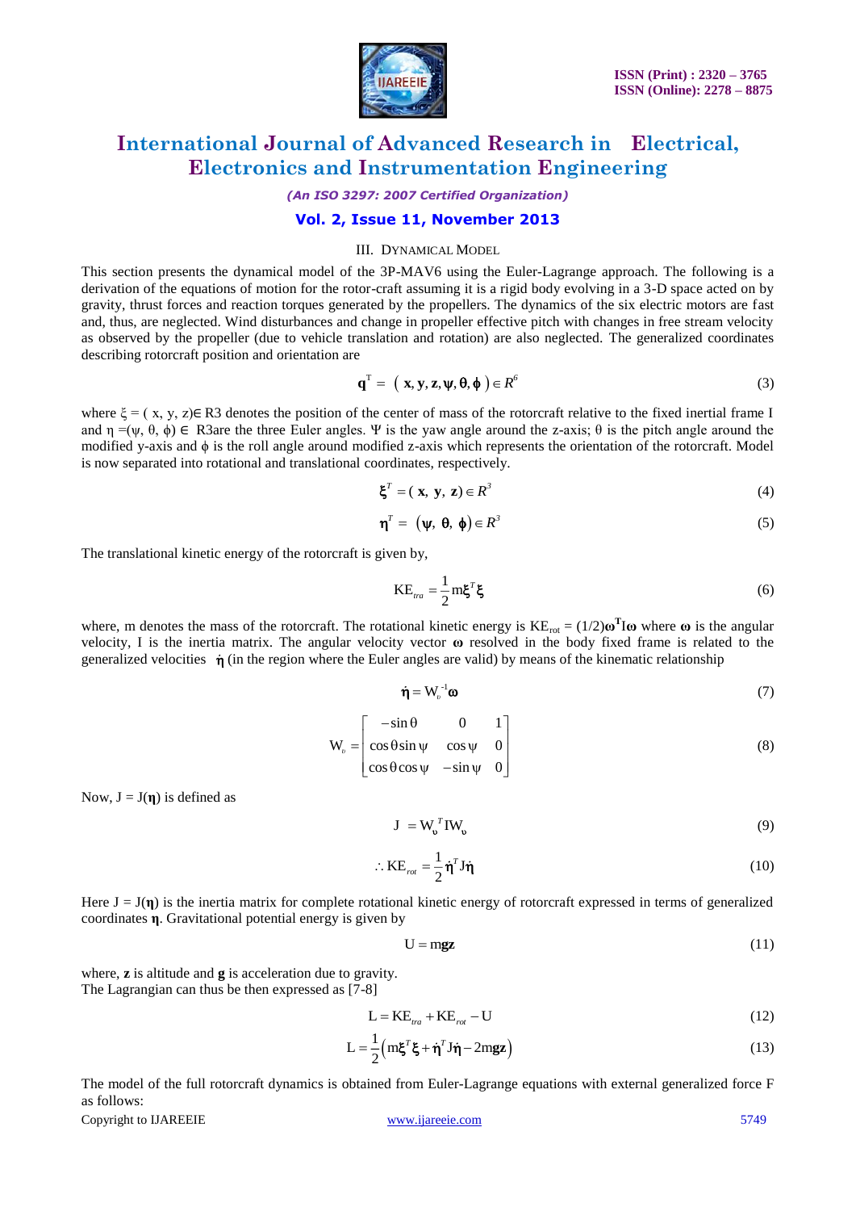## III. DYNAMICAL MODEL

This section presents the dynamical model of the 3P-MAV6 using the Euler-Lagrange approach. The following is a derivation of the equations of motion for the rotor-craft assuming it is a rigid body evolving in a 3-D space acted on by gravity, thrust forces and reaction torques generated by the propellers. The dynamics of the six electric motors are fast and, thus, are neglected. Wind disturbances and change in propeller effective pitch with changes in free stream velocity as observed by the propeller (due to vehicle translation and rotation) are also neglected. The generalized coordinates describing rotorcraft position and orientation are

$$\mathbf{q}^T = \left( \mathbf{x}, \mathbf{y}, \mathbf{z}, \boldsymbol{\psi}, \boldsymbol{\theta}, \boldsymbol{\phi} \right) \in R^6 \tag{3}$$

where $\xi = (x, y, z) \in R3$ denotes the position of the center of mass of the rotorcraft relative to the fixed inertial frame I and $\eta = (\psi, \theta, \phi) \in$ R3are the three Euler angles. $\Psi$ is the yaw angle around the z-axis; $\theta$ is the pitch angle around the modified y-axis and $\phi$ is the roll angle around modified z-axis which represents the orientation of the rotorcraft. Model is now separated into rotational and translational coordinates, respectively.

$$\boldsymbol{\xi}^T = (\mathbf{x}, \mathbf{y}, \mathbf{z}) \in R^3 \tag{4}$$

$$\boldsymbol{\eta}^T = (\boldsymbol{\psi}, \boldsymbol{\theta}, \boldsymbol{\phi}) \in R^3 \tag{5}$$

The translational kinetic energy of the rotorcraft is given by,

$$\mathrm{KE}_{tra} = \frac{1}{2} \mathrm{m} \boldsymbol{\xi}^T \boldsymbol{\xi} \tag{6}$$

where, m denotes the mass of the rotorcraft. The rotational kinetic energy is $\mathrm{KE}_{rot} = (1/2)\boldsymbol{\omega}^{\mathbf{T}} \mathrm{I} \boldsymbol{\omega}$ where $\boldsymbol{\omega}$ is the angular velocity, I is the inertia matrix. The angular velocity vector $\boldsymbol{\omega}$ resolved in the body fixed frame is related to the generalized velocities $\dot{\boldsymbol{\eta}}$ (in the region where the Euler angles are valid) by means of the kinematic relationship

$$\dot{\boldsymbol{\eta}} = \mathrm{W}_{\upsilon}^{-1} \boldsymbol{\omega} \tag{7}$$

$$\mathrm{W}_{\upsilon} = \begin{bmatrix} -\sin\theta & 0 & 1 \\ \cos\theta \sin\psi & \cos\psi & 0 \\ \cos\theta \cos\psi & -\sin\psi & 0 \end{bmatrix} \tag{8}$$

Now, $\mathrm{J} = \mathrm{J}(\boldsymbol{\eta})$ is defined as

$$\mathrm{J} = \mathrm{W}_{\upsilon}^{T} \mathrm{I} \mathrm{W}_{\upsilon} \tag{9}$$

$$\therefore \mathrm{KE}_{rot} = \frac{1}{2} \dot{\boldsymbol{\eta}}^T \mathrm{J} \dot{\boldsymbol{\eta}} \tag{10}$$

Here $\mathrm{J} = \mathrm{J}(\boldsymbol{\eta})$ is the inertia matrix for complete rotational kinetic energy of rotorcraft expressed in terms of generalized coordinates $\boldsymbol{\eta}$. Gravitational potential energy is given by

$$\mathrm{U} = \mathrm{m}\mathbf{g}\mathbf{z} \tag{11}$$

where, $\mathbf{z}$ is altitude and $\mathbf{g}$ is acceleration due to gravity.
The Lagrangian can thus be then expressed as [7-8]

$$\mathrm{L} = \mathrm{KE}_{tra} + \mathrm{KE}_{rot} - \mathrm{U} \tag{12}$$

$$\mathrm{L} = \frac{1}{2}\left( \mathrm{m}\boldsymbol{\xi}^T \boldsymbol{\xi} + \dot{\boldsymbol{\eta}}^T \mathrm{J} \dot{\boldsymbol{\eta}} - 2\mathrm{m}\mathbf{g}\mathbf{z} \right) \tag{13}$$

The model of the full rotorcraft dynamics is obtained from Euler-Lagrange equations with external generalized force F as follows: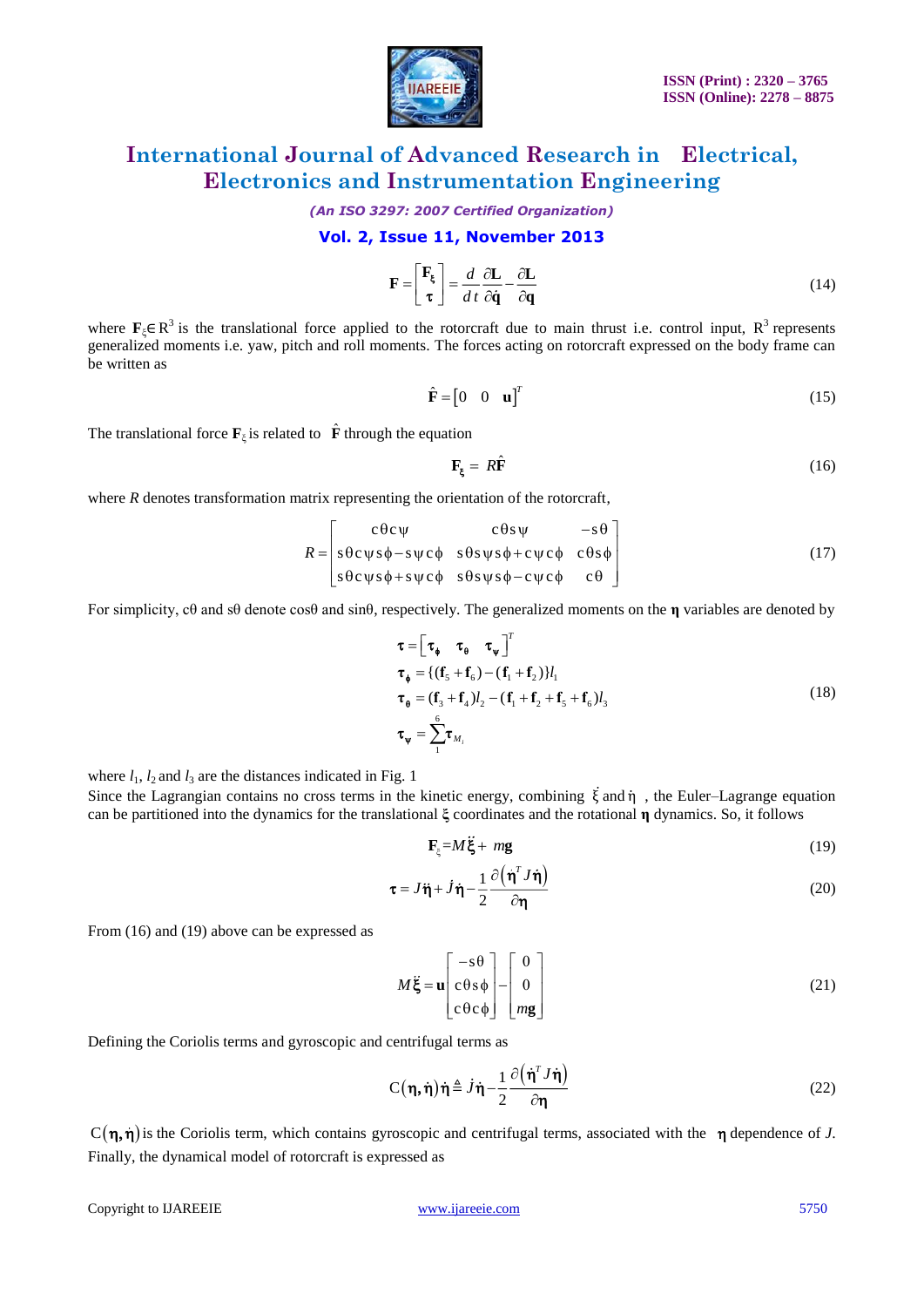$$\mathbf{F} = \begin{bmatrix} \mathbf{F}_\xi \\ \boldsymbol{\tau} \end{bmatrix} = \frac{d}{dt}\frac{\partial \mathbf{L}}{\partial \dot{\mathbf{q}}} - \frac{\partial \mathbf{L}}{\partial \mathbf{q}} \tag{14}$$

where $\mathbf{F}_\xi \in R^3$ is the translational force applied to the rotorcraft due to main thrust i.e. control input, $R^3$ represents generalized moments i.e. yaw, pitch and roll moments. The forces acting on rotorcraft expressed on the body frame can be written as

$$\hat{\mathbf{F}} = \begin{bmatrix} 0 & 0 & \mathbf{u} \end{bmatrix}^T \tag{15}$$

The translational force $\mathbf{F}_\xi$ is related to $\hat{\mathbf{F}}$ through the equation

$$\mathbf{F}_\xi = R\hat{\mathbf{F}} \tag{16}$$

where $R$ denotes transformation matrix representing the orientation of the rotorcraft,

$$R = \begin{bmatrix} c\theta c\psi & c\theta s\psi & -s\theta \\ s\theta c\psi s\phi - s\psi c\phi & s\theta s\psi s\phi + c\psi c\phi & c\theta s\phi \\ s\theta c\psi s\phi + s\psi c\phi & s\theta s\psi s\phi - c\psi c\phi & c\theta \end{bmatrix} \tag{17}$$

For simplicity, $c\theta$ and $s\theta$ denote $\cos\theta$ and $\sin\theta$, respectively. The generalized moments on the $\boldsymbol{\eta}$ variables are denoted by

$$\begin{aligned} \boldsymbol{\tau} &= \begin{bmatrix} \boldsymbol{\tau}_\phi & \boldsymbol{\tau}_\theta & \boldsymbol{\tau}_\psi \end{bmatrix}^T \\ \boldsymbol{\tau}_\phi &= \{(\mathbf{f}_5 + \mathbf{f}_6) - (\mathbf{f}_1 + \mathbf{f}_2)\} l_1 \\ \boldsymbol{\tau}_\theta &= (\mathbf{f}_3 + \mathbf{f}_4) l_2 - (\mathbf{f}_1 + \mathbf{f}_2 + \mathbf{f}_5 + \mathbf{f}_6) l_3 \\ \boldsymbol{\tau}_\psi &= \sum_{1}^{6} \boldsymbol{\tau}_{M_i} \end{aligned} \tag{18}$$

where $l_1$, $l_2$ and $l_3$ are the distances indicated in Fig. 1

Since the Lagrangian contains no cross terms in the kinetic energy, combining $\dot{\xi}$ and $\dot{\eta}$, the Euler–Lagrange equation can be partitioned into the dynamics for the translational $\boldsymbol{\xi}$ coordinates and the rotational $\boldsymbol{\eta}$ dynamics. So, it follows

$$\mathbf{F}_\xi = M\ddot{\boldsymbol{\xi}} + m\mathbf{g} \tag{19}$$

$$\boldsymbol{\tau} = J\ddot{\boldsymbol{\eta}} + \dot{J}\dot{\boldsymbol{\eta}} - \frac{1}{2}\frac{\partial\left(\boldsymbol{\eta}^T J\dot{\boldsymbol{\eta}}\right)}{\partial \boldsymbol{\eta}} \tag{20}$$

From (16) and (19) above can be expressed as

$$M\ddot{\boldsymbol{\xi}} = \mathbf{u}\begin{bmatrix} -s\theta \\ c\theta s\phi \\ c\theta c\phi \end{bmatrix} - \begin{bmatrix} 0 \\ 0 \\ m\mathbf{g} \end{bmatrix} \tag{21}$$

Defining the Coriolis terms and gyroscopic and centrifugal terms as

$$\mathrm{C}(\boldsymbol{\eta}, \dot{\boldsymbol{\eta}})\dot{\boldsymbol{\eta}} \triangleq \dot{J}\dot{\boldsymbol{\eta}} - \frac{1}{2}\frac{\partial\left(\dot{\boldsymbol{\eta}}^T J\dot{\boldsymbol{\eta}}\right)}{\partial \boldsymbol{\eta}} \tag{22}$$

$\mathrm{C}(\boldsymbol{\eta}, \dot{\boldsymbol{\eta}})$ is the Coriolis term, which contains gyroscopic and centrifugal terms, associated with the $\boldsymbol{\eta}$ dependence of $J$. Finally, the dynamical model of rotorcraft is expressed as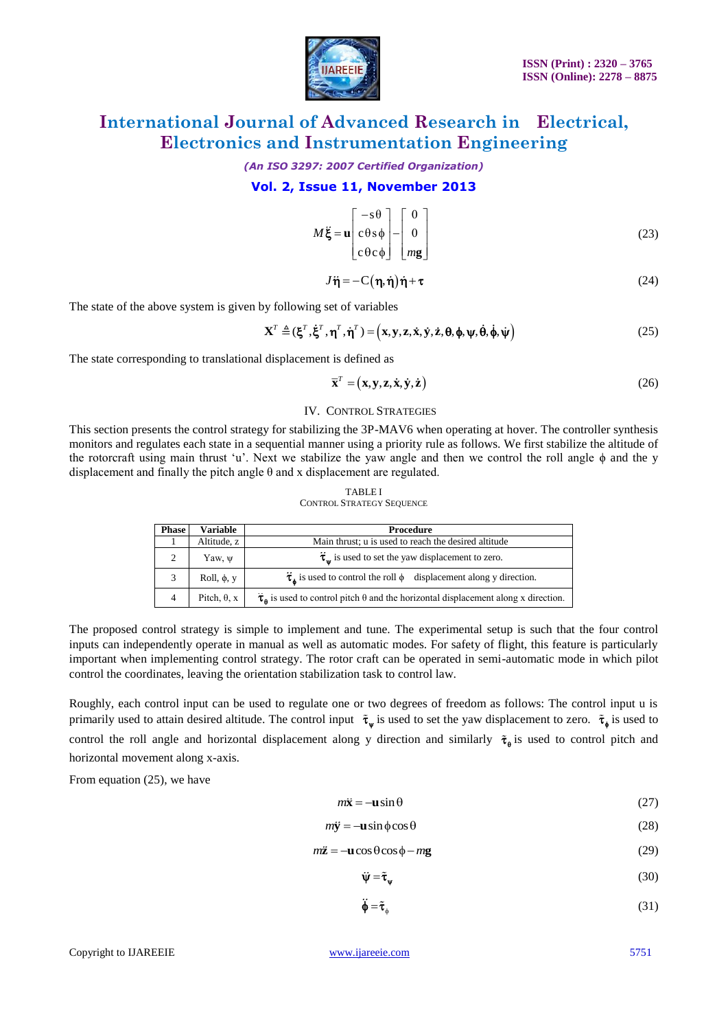$$M\ddot{\xi} = \mathbf{u}\begin{bmatrix} -s\theta \\ c\theta s\phi \\ c\theta c\phi \end{bmatrix} - \begin{bmatrix} 0 \\ 0 \\ m\mathbf{g} \end{bmatrix} \tag{23}$$

$$J\ddot{\eta} = -C(\eta,\dot{\eta})\dot{\eta} + \tau \tag{24}$$

The state of the above system is given by following set of variables

$$\mathbf{X}^T \triangleq (\xi^T, \dot{\xi}^T, \eta^T, \dot{\eta}^T) = (\mathbf{x}, \mathbf{y}, \mathbf{z}, \dot{\mathbf{x}}, \dot{\mathbf{y}}, \dot{\mathbf{z}}, \theta, \phi, \psi, \dot{\theta}, \dot{\phi}, \dot{\psi}) \tag{25}$$

The state corresponding to translational displacement is defined as

$$\bar{\mathbf{x}}^T = (\mathbf{x}, \mathbf{y}, \mathbf{z}, \dot{\mathbf{x}}, \dot{\mathbf{y}}, \dot{\mathbf{z}}) \tag{26}$$

## IV. Control Strategies

This section presents the control strategy for stabilizing the 3P-MAV6 when operating at hover. The controller synthesis monitors and regulates each state in a sequential manner using a priority rule as follows. We first stabilize the altitude of the rotorcraft using main thrust 'u'. Next we stabilize the yaw angle and then we control the roll angle $\phi$ and the y displacement and finally the pitch angle $\theta$ and x displacement are regulated.

TABLE I
Control Strategy Sequence

| Phase | Variable | Procedure |
|---|---|---|
| 1 | Altitude, z | Main thrust; u is used to reach the desired altitude |
| 2 | Yaw, $\psi$ | $\tilde{\tau}_\psi$ is used to set the yaw displacement to zero. |
| 3 | Roll, $\phi$, y | $\tilde{\tau}_\phi$ is used to control the roll $\phi$ displacement along y direction. |
| 4 | Pitch, $\theta$, x | $\tilde{\tau}_\theta$ is used to control pitch $\theta$ and the horizontal displacement along x direction. |

The proposed control strategy is simple to implement and tune. The experimental setup is such that the four control inputs can independently operate in manual as well as automatic modes. For safety of flight, this feature is particularly important when implementing control strategy. The rotor craft can be operated in semi-automatic mode in which pilot control the coordinates, leaving the orientation stabilization task to control law.

Roughly, each control input can be used to regulate one or two degrees of freedom as follows: The control input u is primarily used to attain desired altitude. The control input $\tilde{\tau}_\psi$ is used to set the yaw displacement to zero. $\tilde{\tau}_\phi$ is used to control the roll angle and horizontal displacement along y direction and similarly $\tilde{\tau}_\theta$ is used to control pitch and horizontal movement along x-axis.

From equation (25), we have

$$m\ddot{\mathbf{x}} = -\mathbf{u}\sin\theta \tag{27}$$

$$m\ddot{\mathbf{y}} = -\mathbf{u}\sin\phi\cos\theta \tag{28}$$

$$m\ddot{\mathbf{z}} = -\mathbf{u}\cos\theta\cos\phi - m\mathbf{g} \tag{29}$$

$$\ddot{\psi} = \tilde{\tau}_\psi \tag{30}$$

$$\ddot{\phi} = \tilde{\tau}_\phi \tag{31}$$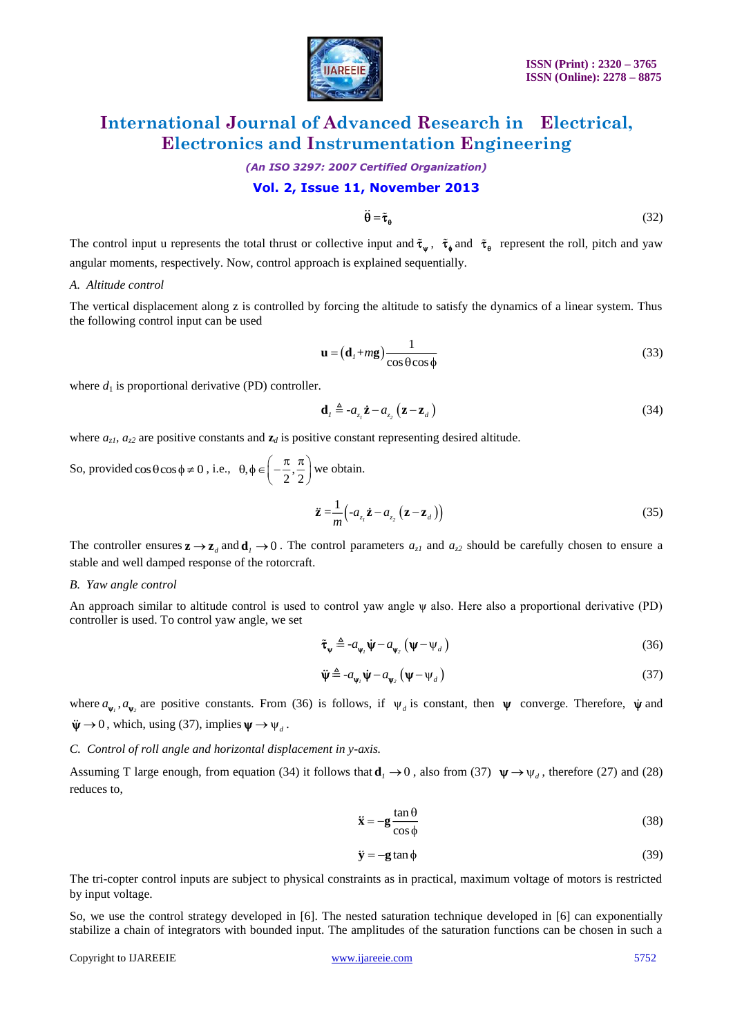$$\ddot{\boldsymbol{\theta}} = \tilde{\boldsymbol{\tau}}_{\boldsymbol{\theta}} \tag{32}$$

The control input u represents the total thrust or collective input and $\tilde{\boldsymbol{\tau}}_{\boldsymbol{\psi}}$, $\tilde{\boldsymbol{\tau}}_{\boldsymbol{\phi}}$ and $\tilde{\boldsymbol{\tau}}_{\boldsymbol{\theta}}$ represent the roll, pitch and yaw angular moments, respectively. Now, control approach is explained sequentially.

*A. Altitude control*

The vertical displacement along z is controlled by forcing the altitude to satisfy the dynamics of a linear system. Thus the following control input can be used

$$\mathbf{u} = \left(\mathbf{d}_1 + m\mathbf{g}\right)\frac{1}{\cos\theta\cos\phi} \tag{33}$$

where $d_1$ is proportional derivative (PD) controller.

$$\mathbf{d}_1 \triangleq -a_{z_1}\dot{\mathbf{z}} - a_{z_2}\left(\mathbf{z} - \mathbf{z}_d\right) \tag{34}$$

where $a_{z1}$, $a_{z2}$ are positive constants and $\mathbf{z}_d$ is positive constant representing desired altitude.

So, provided $\cos\theta\cos\phi \neq 0$, i.e., $\theta, \phi \in \left(-\frac{\pi}{2}, \frac{\pi}{2}\right)$ we obtain.

$$\ddot{\mathbf{z}} = \frac{1}{m}\left(-a_{z_1}\dot{\mathbf{z}} - a_{z_2}\left(\mathbf{z} - \mathbf{z}_d\right)\right) \tag{35}$$

The controller ensures $\mathbf{z} \to \mathbf{z}_d$ and $\mathbf{d}_1 \to 0$. The control parameters $a_{z1}$ and $a_{z2}$ should be carefully chosen to ensure a stable and well damped response of the rotorcraft.

*B. Yaw angle control*

An approach similar to altitude control is used to control yaw angle $\psi$ also. Here also a proportional derivative (PD) controller is used. To control yaw angle, we set

$$\tilde{\boldsymbol{\tau}}_{\boldsymbol{\psi}} \triangleq -a_{\psi_1}\dot{\boldsymbol{\psi}} - a_{\psi_2}\left(\boldsymbol{\psi} - \psi_d\right) \tag{36}$$

$$\ddot{\boldsymbol{\psi}} \triangleq -a_{\psi_1}\dot{\boldsymbol{\psi}} - a_{\psi_2}\left(\boldsymbol{\psi} - \psi_d\right) \tag{37}$$

where $a_{\psi_1}, a_{\psi_2}$ are positive constants. From (36) is follows, if $\psi_d$ is constant, then $\boldsymbol{\psi}$ converge. Therefore, $\dot{\boldsymbol{\psi}}$ and $\ddot{\boldsymbol{\psi}} \to 0$, which, using (37), implies $\boldsymbol{\psi} \to \psi_d$.

*C. Control of roll angle and horizontal displacement in y-axis.*

Assuming T large enough, from equation (34) it follows that $\mathbf{d}_1 \to 0$, also from (37) $\boldsymbol{\psi} \to \psi_d$, therefore (27) and (28) reduces to,

$$\ddot{\mathbf{x}} = -\mathbf{g}\frac{\tan\theta}{\cos\phi} \tag{38}$$

$$\ddot{\mathbf{y}} = -\mathbf{g}\tan\phi \tag{39}$$

The tri-copter control inputs are subject to physical constraints as in practical, maximum voltage of motors is restricted by input voltage.

So, we use the control strategy developed in [6]. The nested saturation technique developed in [6] can exponentially stabilize a chain of integrators with bounded input. The amplitudes of the saturation functions can be chosen in such a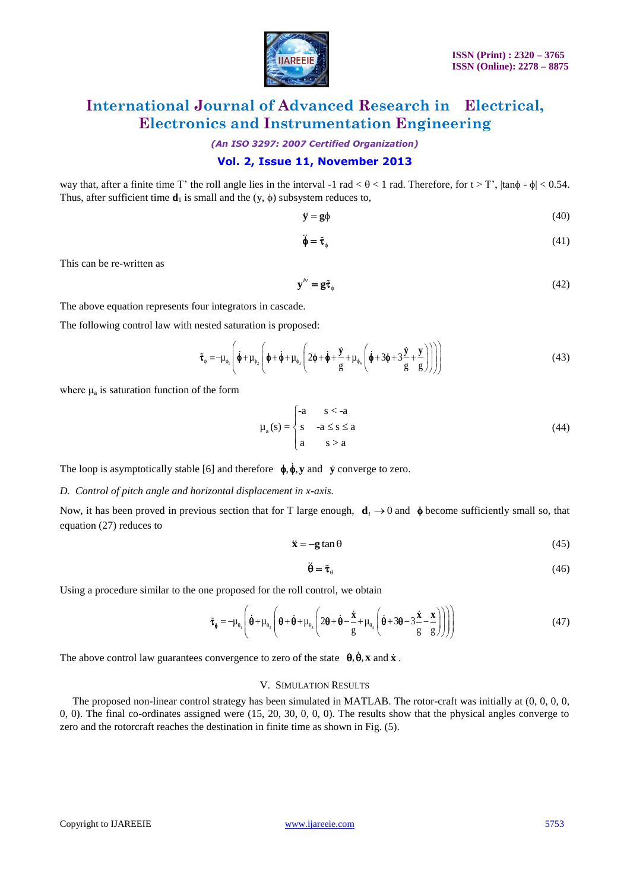way that, after a finite time T' the roll angle lies in the interval -1 rad < θ < 1 rad. Therefore, for t > T', |tanϕ - ϕ| < 0.54. Thus, after sufficient time $\mathbf{d}_1$ is small and the (y, ϕ) subsystem reduces to,

$$\ddot{\mathbf{y}} = \mathbf{g}\phi \tag{40}$$

$$\ddot{\boldsymbol{\phi}} = \tilde{\boldsymbol{\tau}}_{\phi} \tag{41}$$

This can be re-written as

$$\mathbf{y}^{iv} = \mathbf{g}\tilde{\boldsymbol{\tau}}_{\phi} \tag{42}$$

The above equation represents four integrators in cascade.

The following control law with nested saturation is proposed:

$$\tilde{\boldsymbol{\tau}}_{\phi} = -\mu_{\phi_1}\left(\dot{\boldsymbol{\phi}} + \mu_{\phi_2}\left(\boldsymbol{\phi} + \dot{\boldsymbol{\phi}} + \mu_{\phi_3}\left(2\boldsymbol{\phi} + \dot{\boldsymbol{\phi}} + \frac{\dot{\mathbf{y}}}{g} + \mu_{\phi_4}\left(\dot{\boldsymbol{\phi}} + 3\boldsymbol{\phi} + 3\frac{\dot{\mathbf{y}}}{g} + \frac{\mathbf{y}}{g}\right)\right)\right)\right) \tag{43}$$

where $\mu_a$ is saturation function of the form

$$\mu_a(s) = \begin{cases} -a & s < -a \\ s & -a \le s \le a \\ a & s > a \end{cases} \tag{44}$$

The loop is asymptotically stable [6] and therefore $\boldsymbol{\phi}, \dot{\boldsymbol{\phi}}, \mathbf{y}$ and $\dot{\mathbf{y}}$ converge to zero.

*D. Control of pitch angle and horizontal displacement in x-axis.*

Now, it has been proved in previous section that for T large enough, $\mathbf{d}_l \to 0$ and $\boldsymbol{\phi}$ become sufficiently small so, that equation (27) reduces to

$$\ddot{\mathbf{x}} = -\mathbf{g}\tan\theta \tag{45}$$

$$\ddot{\boldsymbol{\theta}} = \tilde{\boldsymbol{\tau}}_{\theta} \tag{46}$$

Using a procedure similar to the one proposed for the roll control, we obtain

$$\tilde{\boldsymbol{\tau}}_{\boldsymbol{\phi}} = -\mu_{\theta_1}\left(\dot{\boldsymbol{\theta}} + \mu_{\theta_2}\left(\boldsymbol{\theta} + \dot{\boldsymbol{\theta}} + \mu_{\theta_3}\left(2\boldsymbol{\theta} + \dot{\boldsymbol{\theta}} - \frac{\dot{\mathbf{x}}}{g} + \mu_{\theta_4}\left(\dot{\boldsymbol{\theta}} + 3\boldsymbol{\theta} - 3\frac{\dot{\mathbf{x}}}{g} - \frac{\mathbf{x}}{g}\right)\right)\right)\right) \tag{47}$$

The above control law guarantees convergence to zero of the state $\boldsymbol{\theta}, \dot{\boldsymbol{\theta}}, \mathbf{x}$ and $\dot{\mathbf{x}}$.

## V. Simulation Results

The proposed non-linear control strategy has been simulated in MATLAB. The rotor-craft was initially at (0, 0, 0, 0, 0, 0). The final co-ordinates assigned were (15, 20, 30, 0, 0, 0). The results show that the physical angles converge to zero and the rotorcraft reaches the destination in finite time as shown in Fig. (5).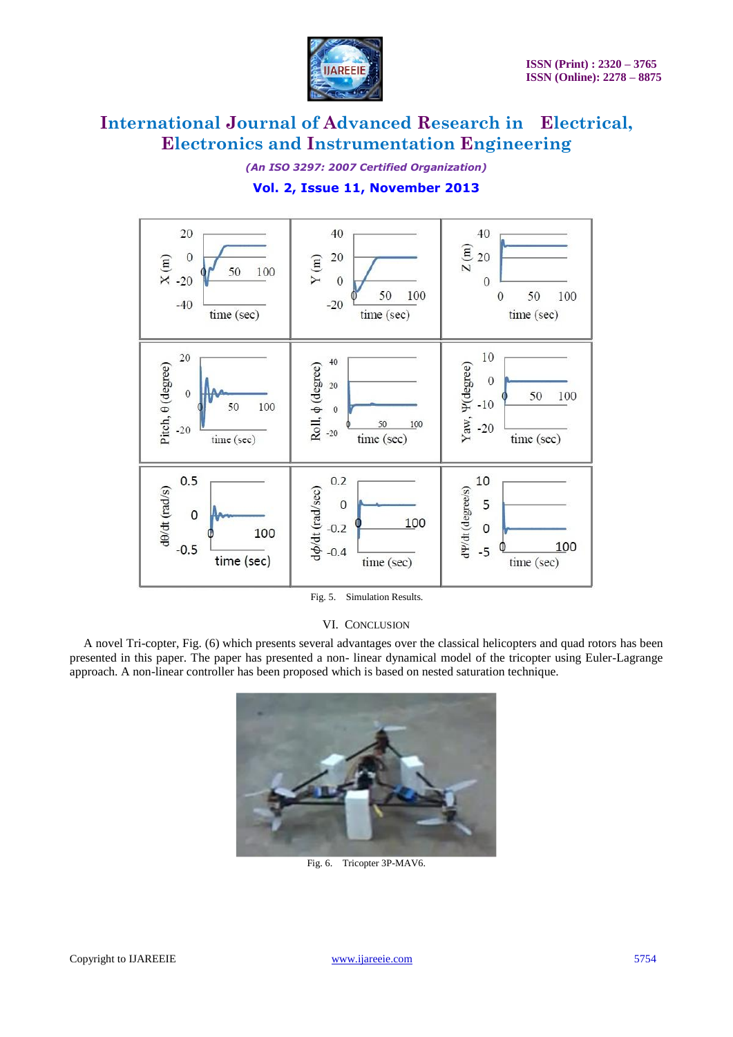Fig. 5. Simulation Results.

## VI. CONCLUSION

A novel Tri-copter, Fig. (6) which presents several advantages over the classical helicopters and quad rotors has been presented in this paper. The paper has presented a non- linear dynamical model of the tricopter using Euler-Lagrange approach. A non-linear controller has been proposed which is based on nested saturation technique.

Fig. 6. Tricopter 3P-MAV6.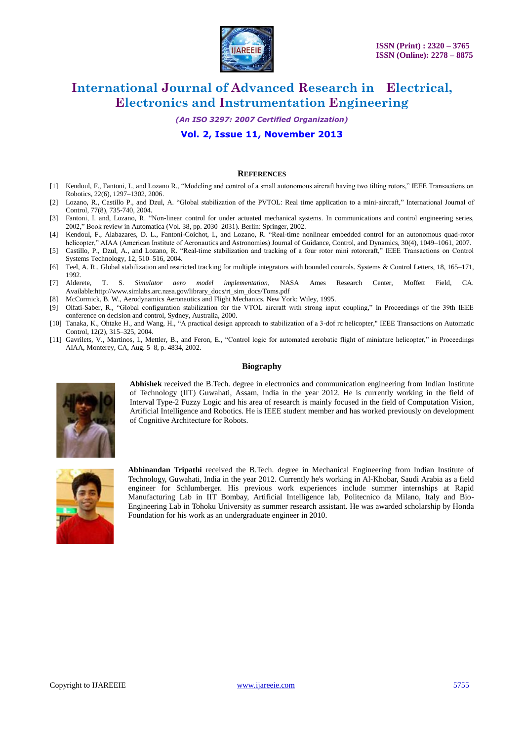## REFERENCES

[1] Kendoul, F., Fantoni, I., and Lozano R., "Modeling and control of a small autonomous aircraft having two tilting rotors," IEEE Transactions on Robotics, 22(6), 1297–1302, 2006.

[2] Lozano, R., Castillo P., and Dzul, A. "Global stabilization of the PVTOL: Real time application to a mini-aircraft," International Journal of Control, 77(8), 735-740, 2004.

[3] Fantoni, I. and, Lozano, R. "Non-linear control for under actuated mechanical systems. In communications and control engineering series, 2002," Book review in Automatica (Vol. 38, pp. 2030–2031). Berlin: Springer, 2002.

[4] Kendoul, F., Alabazares, D. L., Fantoni-Coichot, I., and Lozano, R. "Real-time nonlinear embedded control for an autonomous quad-rotor helicopter," AIAA (American Institute of Aeronautics and Astronomies) Journal of Guidance, Control, and Dynamics, 30(4), 1049–1061, 2007.

[5] Castillo, P., Dzul, A., and Lozano, R. "Real-time stabilization and tracking of a four rotor mini rotorcraft," IEEE Transactions on Control Systems Technology, 12, 510–516, 2004.

[6] Teel, A. R., Global stabilization and restricted tracking for multiple integrators with bounded controls. Systems & Control Letters, 18, 165–171, 1992.

[7] Alderete, T. S. *Simulator aero model implementation*, NASA Ames Research Center, Moffett Field, CA. Available:http://www.simlabs.arc.nasa.gov/library_docs/rt_sim_docs/Toms.pdf

[8] McCormick, B. W., Aerodynamics Aeronautics and Flight Mechanics. New York: Wiley, 1995.

[9] Olfati-Saber, R., "Global configuration stabilization for the VTOL aircraft with strong input coupling," In Proceedings of the 39th IEEE conference on decision and control, Sydney, Australia, 2000.

[10] Tanaka, K., Ohtake H., and Wang, H., "A practical design approach to stabilization of a 3-dof rc helicopter," IEEE Transactions on Automatic Control, 12(2), 315–325, 2004.

[11] Gavrilets, V., Martinos, I., Mettler, B., and Feron, E., "Control logic for automated aerobatic flight of miniature helicopter," in Proceedings AIAA, Monterey, CA, Aug. 5–8, p. 4834, 2002.

## Biography

**Abhishek** received the B.Tech. degree in electronics and communication engineering from Indian Institute of Technology (IIT) Guwahati, Assam, India in the year 2012. He is currently working in the field of Interval Type-2 Fuzzy Logic and his area of research is mainly focused in the field of Computation Vision, Artificial Intelligence and Robotics. He is IEEE student member and has worked previously on development of Cognitive Architecture for Robots.

**Abhinandan Tripathi** received the B.Tech. degree in Mechanical Engineering from Indian Institute of Technology, Guwahati, India in the year 2012. Currently he's working in Al-Khobar, Saudi Arabia as a field engineer for Schlumberger. His previous work experiences include summer internships at Rapid Manufacturing Lab in IIT Bombay, Artificial Intelligence lab, Politecnico da Milano, Italy and Bio-Engineering Lab in Tohoku University as summer research assistant. He was awarded scholarship by Honda Foundation for his work as an undergraduate engineer in 2010.